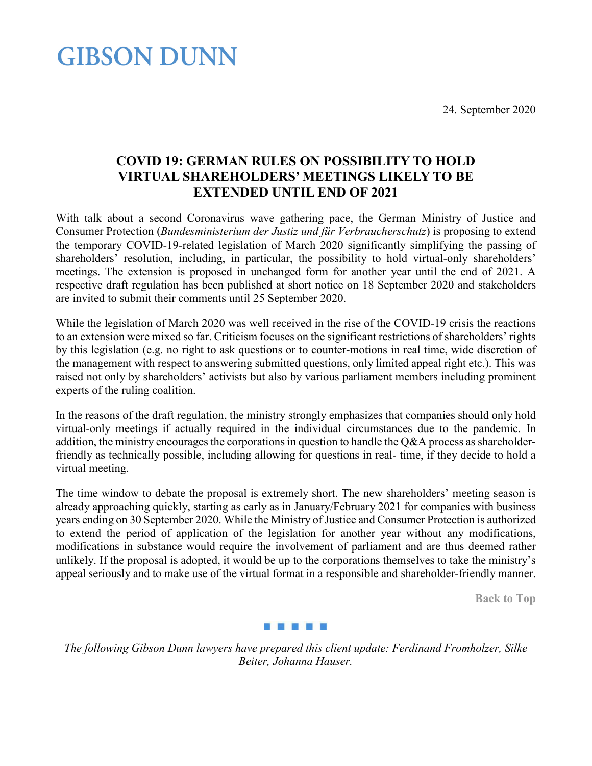# GIBSON DUNN

24. September 2020

## COVID 19: GERMAN RULES ON POSSIBILITY TO HOLD VIRTUAL SHAREHOLDERS' MEETINGS LIKELY TO BE EXTENDED UNTIL END OF 2021

With talk about a second Coronavirus wave gathering pace, the German Ministry of Justice and Consumer Protection (*Bundesministerium der Justiz und für Verbraucherschutz*) is proposing to extend the temporary COVID-19-related legislation of March 2020 significantly simplifying the passing of shareholders' resolution, including, in particular, the possibility to hold virtual-only shareholders' meetings. The extension is proposed in unchanged form for another year until the end of 2021. A respective draft regulation has been published at short notice on 18 September 2020 and stakeholders are invited to submit their comments until 25 September 2020.

While the legislation of March 2020 was well received in the rise of the COVID-19 crisis the reactions to an extension were mixed so far. Criticism focuses on the significant restrictions of shareholders' rights by this legislation (e.g. no right to ask questions or to counter-motions in real time, wide discretion of the management with respect to answering submitted questions, only limited appeal right etc.). This was raised not only by shareholders' activists but also by various parliament members including prominent experts of the ruling coalition.

In the reasons of the draft regulation, the ministry strongly emphasizes that companies should only hold virtual-only meetings if actually required in the individual circumstances due to the pandemic. In addition, the ministry encourages the corporations in question to handle the Q&A process as shareholder-friendly as technically possible, including allowing for questions in real- time, if they decide to hold a virtual meeting.

The time window to debate the proposal is extremely short. The new shareholders' meeting season is already approaching quickly, starting as early as in January/February 2021 for companies with business years ending on 30 September 2020. While the Ministry of Justice and Consumer Protection is authorized to extend the period of application of the legislation for another year without any modifications, modifications in substance would require the involvement of parliament and are thus deemed rather unlikely. If the proposal is adopted, it would be up to the corporations themselves to take the ministry's appeal seriously and to make use of the virtual format in a responsible and shareholder-friendly manner.

Back to Top

*The following Gibson Dunn lawyers have prepared this client update: Ferdinand Fromholzer, Silke Beiter, Johanna Hauser.*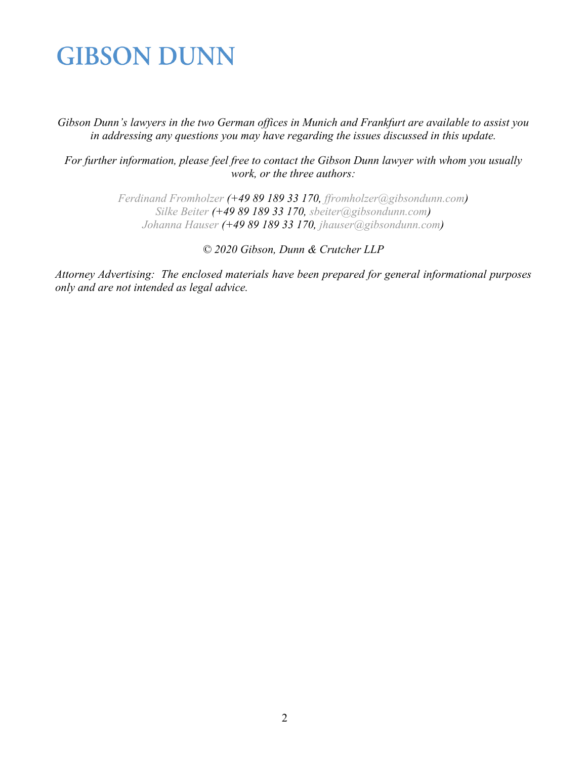# GIBSON DUNN

*Gibson Dunn's lawyers in the two German offices in Munich and Frankfurt are available to assist you in addressing any questions you may have regarding the issues discussed in this update.*

*For further information, please feel free to contact the Gibson Dunn lawyer with whom you usually work, or the three authors:*

*Ferdinand Fromholzer (+49 89 189 33 170, ffromholzer@gibsondunn.com)*
*Silke Beiter (+49 89 189 33 170, sbeiter@gibsondunn.com)*
*Johanna Hauser (+49 89 189 33 170, jhauser@gibsondunn.com)*

*© 2020 Gibson, Dunn & Crutcher LLP*

*Attorney Advertising: The enclosed materials have been prepared for general informational purposes only and are not intended as legal advice.*